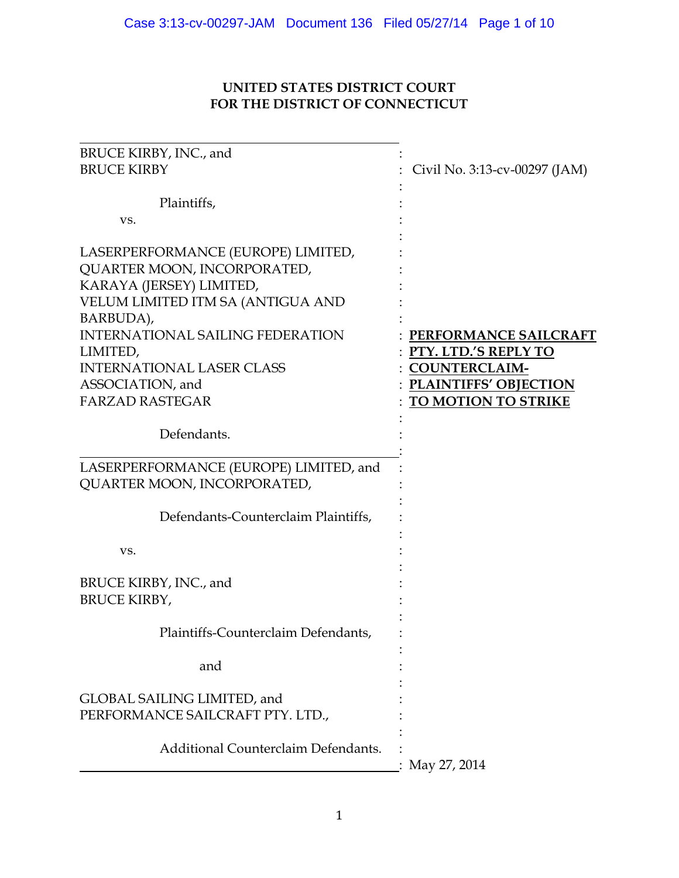**UNITED STATES DISTRICT COURT**
**FOR THE DISTRICT OF CONNECTICUT**

BRUCE KIRBY, INC., and
BRUCE KIRBY

Plaintiffs,

vs.

LASERPERFORMANCE (EUROPE) LIMITED,
QUARTER MOON, INCORPORATED,
KARAYA (JERSEY) LIMITED,
VELUM LIMITED ITM SA (ANTIGUA AND BARBUDA),
INTERNATIONAL SAILING FEDERATION LIMITED,
INTERNATIONAL LASER CLASS ASSOCIATION, and
FARZAD RASTEGAR

Defendants.

Civil No. 3:13-cv-00297 (JAM)

LASERPERFORMANCE (EUROPE) LIMITED, and
QUARTER MOON, INCORPORATED,

Defendants-Counterclaim Plaintiffs,

vs.

BRUCE KIRBY, INC., and
BRUCE KIRBY,

Plaintiffs-Counterclaim Defendants,

and

GLOBAL SAILING LIMITED, and
PERFORMANCE SAILCRAFT PTY. LTD.,

Additional Counterclaim Defendants.

**PERFORMANCE SAILCRAFT PTY. LTD.'S REPLY TO COUNTERCLAIM-PLAINTIFFS' OBJECTION TO MOTION TO STRIKE**

May 27, 2014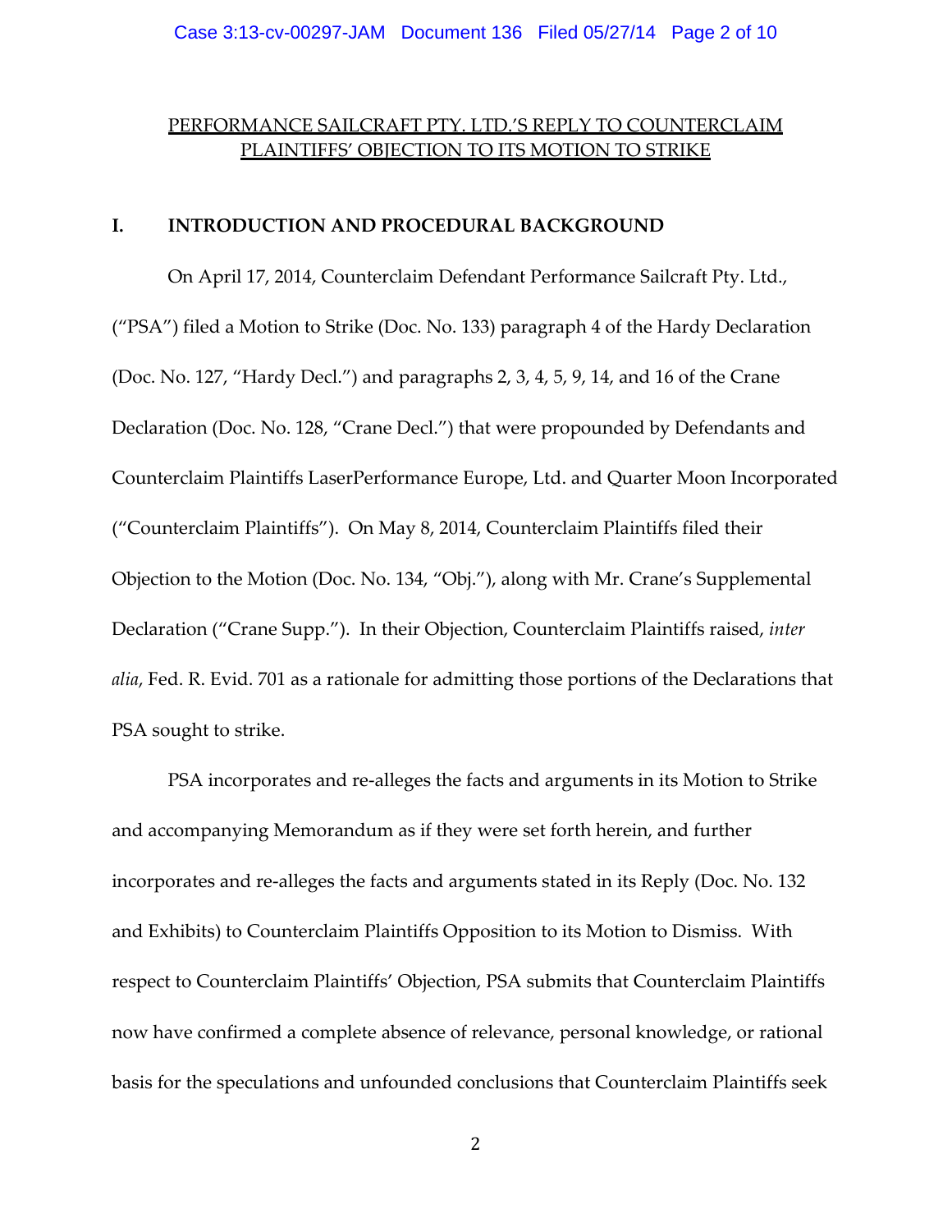PERFORMANCE SAILCRAFT PTY. LTD.'S REPLY TO COUNTERCLAIM PLAINTIFFS' OBJECTION TO ITS MOTION TO STRIKE

## I. INTRODUCTION AND PROCEDURAL BACKGROUND

On April 17, 2014, Counterclaim Defendant Performance Sailcraft Pty. Ltd., ("PSA") filed a Motion to Strike (Doc. No. 133) paragraph 4 of the Hardy Declaration (Doc. No. 127, "Hardy Decl.") and paragraphs 2, 3, 4, 5, 9, 14, and 16 of the Crane Declaration (Doc. No. 128, "Crane Decl.") that were propounded by Defendants and Counterclaim Plaintiffs LaserPerformance Europe, Ltd. and Quarter Moon Incorporated ("Counterclaim Plaintiffs"). On May 8, 2014, Counterclaim Plaintiffs filed their Objection to the Motion (Doc. No. 134, "Obj."), along with Mr. Crane's Supplemental Declaration ("Crane Supp."). In their Objection, Counterclaim Plaintiffs raised, *inter alia*, Fed. R. Evid. 701 as a rationale for admitting those portions of the Declarations that PSA sought to strike.

PSA incorporates and re-alleges the facts and arguments in its Motion to Strike and accompanying Memorandum as if they were set forth herein, and further incorporates and re-alleges the facts and arguments stated in its Reply (Doc. No. 132 and Exhibits) to Counterclaim Plaintiffs Opposition to its Motion to Dismiss. With respect to Counterclaim Plaintiffs' Objection, PSA submits that Counterclaim Plaintiffs now have confirmed a complete absence of relevance, personal knowledge, or rational basis for the speculations and unfounded conclusions that Counterclaim Plaintiffs seek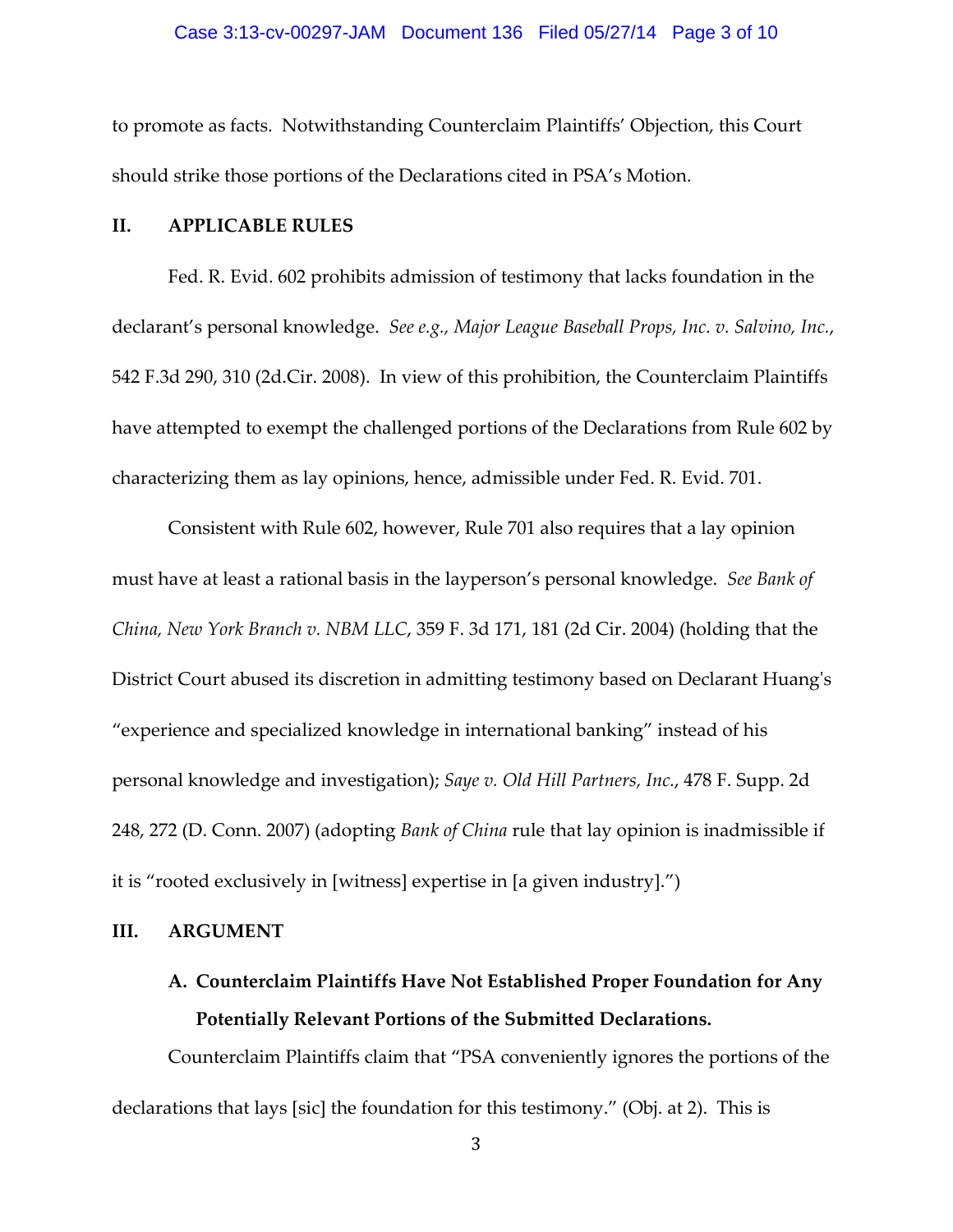to promote as facts. Notwithstanding Counterclaim Plaintiffs' Objection, this Court should strike those portions of the Declarations cited in PSA's Motion.

## II. APPLICABLE RULES

Fed. R. Evid. 602 prohibits admission of testimony that lacks foundation in the declarant's personal knowledge. *See e.g., Major League Baseball Props, Inc. v. Salvino, Inc.*, 542 F.3d 290, 310 (2d.Cir. 2008). In view of this prohibition, the Counterclaim Plaintiffs have attempted to exempt the challenged portions of the Declarations from Rule 602 by characterizing them as lay opinions, hence, admissible under Fed. R. Evid. 701.

Consistent with Rule 602, however, Rule 701 also requires that a lay opinion must have at least a rational basis in the layperson's personal knowledge. *See Bank of China, New York Branch v. NBM LLC*, 359 F. 3d 171, 181 (2d Cir. 2004) (holding that the District Court abused its discretion in admitting testimony based on Declarant Huang's "experience and specialized knowledge in international banking" instead of his personal knowledge and investigation); *Saye v. Old Hill Partners, Inc.*, 478 F. Supp. 2d 248, 272 (D. Conn. 2007) (adopting *Bank of China* rule that lay opinion is inadmissible if it is "rooted exclusively in [witness] expertise in [a given industry].")

## III. ARGUMENT

### A. Counterclaim Plaintiffs Have Not Established Proper Foundation for Any Potentially Relevant Portions of the Submitted Declarations.

Counterclaim Plaintiffs claim that "PSA conveniently ignores the portions of the declarations that lays [sic] the foundation for this testimony." (Obj. at 2). This is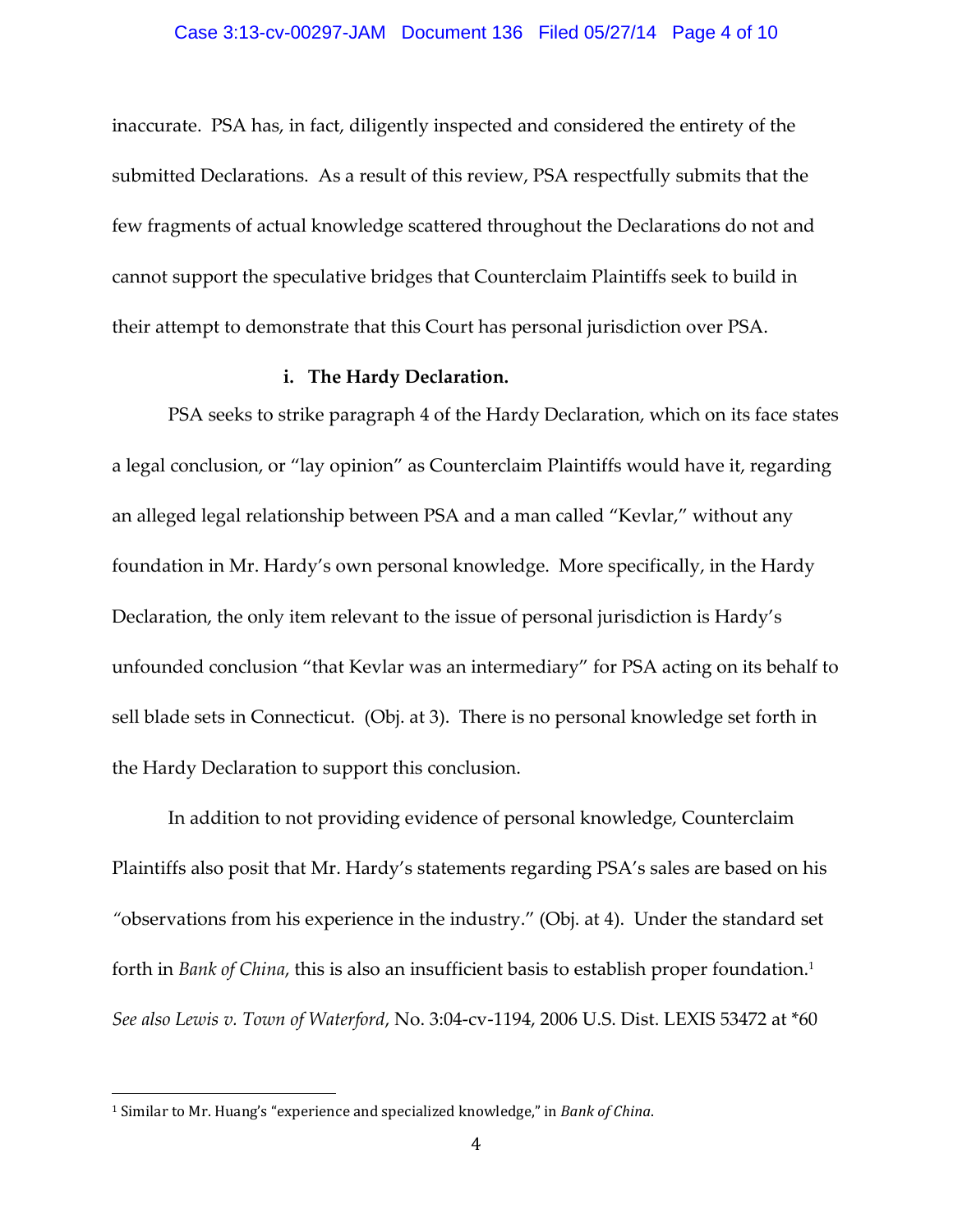inaccurate. PSA has, in fact, diligently inspected and considered the entirety of the submitted Declarations. As a result of this review, PSA respectfully submits that the few fragments of actual knowledge scattered throughout the Declarations do not and cannot support the speculative bridges that Counterclaim Plaintiffs seek to build in their attempt to demonstrate that this Court has personal jurisdiction over PSA.

**i. The Hardy Declaration.**

PSA seeks to strike paragraph 4 of the Hardy Declaration, which on its face states a legal conclusion, or "lay opinion" as Counterclaim Plaintiffs would have it, regarding an alleged legal relationship between PSA and a man called "Kevlar," without any foundation in Mr. Hardy's own personal knowledge. More specifically, in the Hardy Declaration, the only item relevant to the issue of personal jurisdiction is Hardy's unfounded conclusion "that Kevlar was an intermediary" for PSA acting on its behalf to sell blade sets in Connecticut. (Obj. at 3). There is no personal knowledge set forth in the Hardy Declaration to support this conclusion.

In addition to not providing evidence of personal knowledge, Counterclaim Plaintiffs also posit that Mr. Hardy's statements regarding PSA's sales are based on his "observations from his experience in the industry." (Obj. at 4). Under the standard set forth in *Bank of China*, this is also an insufficient basis to establish proper foundation.[1] *See also Lewis v. Town of Waterford*, No. 3:04-cv-1194, 2006 U.S. Dist. LEXIS 53472 at *60

[1] Similar to Mr. Huang's "experience and specialized knowledge," in *Bank of China*.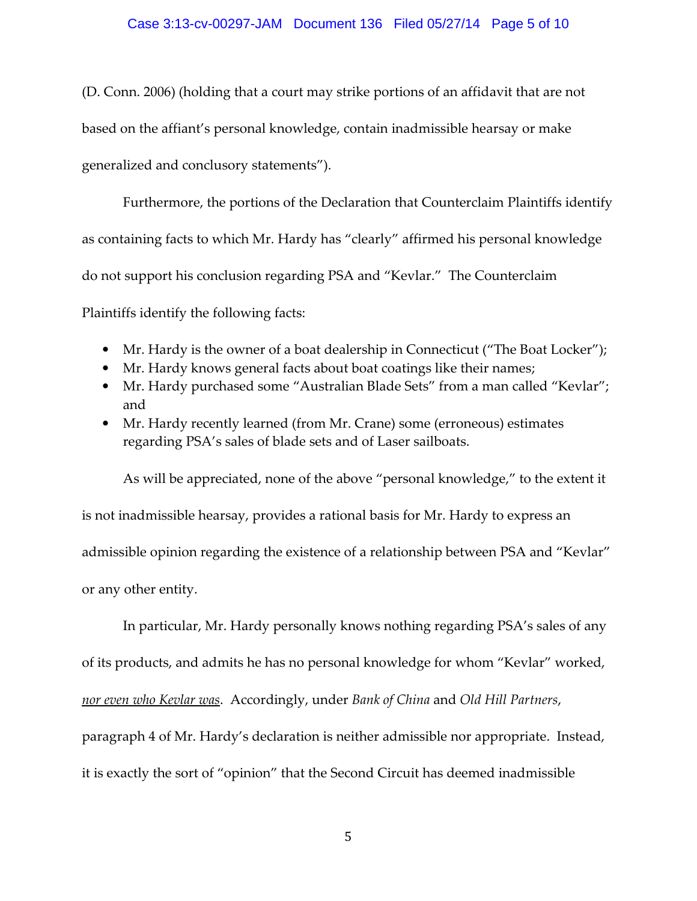(D. Conn. 2006) (holding that a court may strike portions of an affidavit that are not based on the affiant's personal knowledge, contain inadmissible hearsay or make generalized and conclusory statements").

Furthermore, the portions of the Declaration that Counterclaim Plaintiffs identify as containing facts to which Mr. Hardy has "clearly" affirmed his personal knowledge do not support his conclusion regarding PSA and "Kevlar." The Counterclaim Plaintiffs identify the following facts:

- Mr. Hardy is the owner of a boat dealership in Connecticut ("The Boat Locker");
- Mr. Hardy knows general facts about boat coatings like their names;
- Mr. Hardy purchased some "Australian Blade Sets" from a man called "Kevlar"; and
- Mr. Hardy recently learned (from Mr. Crane) some (erroneous) estimates regarding PSA's sales of blade sets and of Laser sailboats.

As will be appreciated, none of the above "personal knowledge," to the extent it is not inadmissible hearsay, provides a rational basis for Mr. Hardy to express an admissible opinion regarding the existence of a relationship between PSA and "Kevlar" or any other entity.

In particular, Mr. Hardy personally knows nothing regarding PSA's sales of any of its products, and admits he has no personal knowledge for whom "Kevlar" worked, <u>*nor even who Kevlar was*</u>. Accordingly, under *Bank of China* and *Old Hill Partners*, paragraph 4 of Mr. Hardy's declaration is neither admissible nor appropriate. Instead, it is exactly the sort of "opinion" that the Second Circuit has deemed inadmissible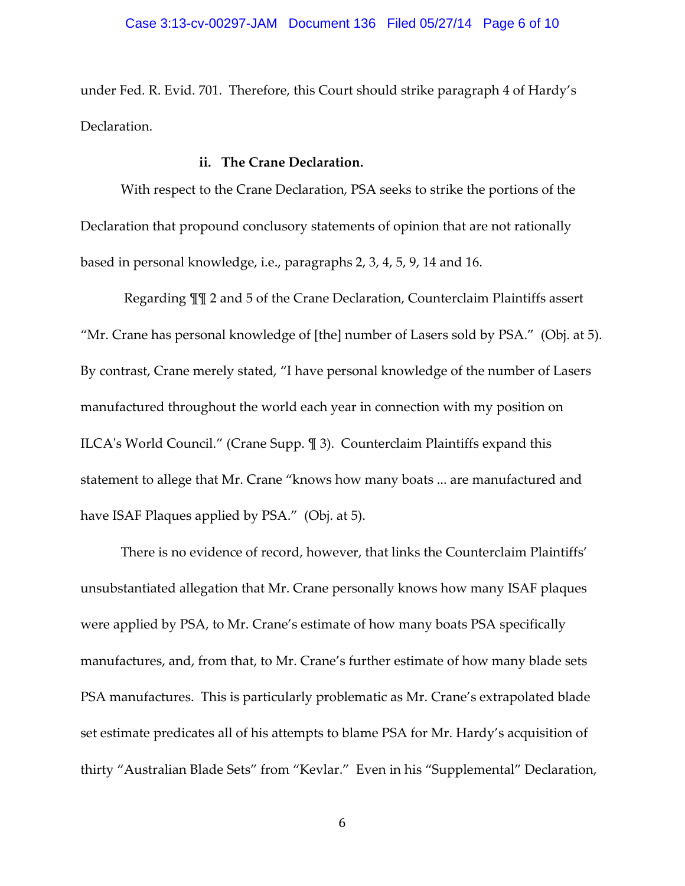under Fed. R. Evid. 701. Therefore, this Court should strike paragraph 4 of Hardy's Declaration.

**ii. The Crane Declaration.**

With respect to the Crane Declaration, PSA seeks to strike the portions of the Declaration that propound conclusory statements of opinion that are not rationally based in personal knowledge, i.e., paragraphs 2, 3, 4, 5, 9, 14 and 16.

Regarding ¶¶ 2 and 5 of the Crane Declaration, Counterclaim Plaintiffs assert "Mr. Crane has personal knowledge of [the] number of Lasers sold by PSA." (Obj. at 5). By contrast, Crane merely stated, "I have personal knowledge of the number of Lasers manufactured throughout the world each year in connection with my position on ILCA's World Council." (Crane Supp. ¶ 3). Counterclaim Plaintiffs expand this statement to allege that Mr. Crane "knows how many boats ... are manufactured and have ISAF Plaques applied by PSA." (Obj. at 5).

There is no evidence of record, however, that links the Counterclaim Plaintiffs' unsubstantiated allegation that Mr. Crane personally knows how many ISAF plaques were applied by PSA, to Mr. Crane's estimate of how many boats PSA specifically manufactures, and, from that, to Mr. Crane's further estimate of how many blade sets PSA manufactures. This is particularly problematic as Mr. Crane's extrapolated blade set estimate predicates all of his attempts to blame PSA for Mr. Hardy's acquisition of thirty "Australian Blade Sets" from "Kevlar." Even in his "Supplemental" Declaration,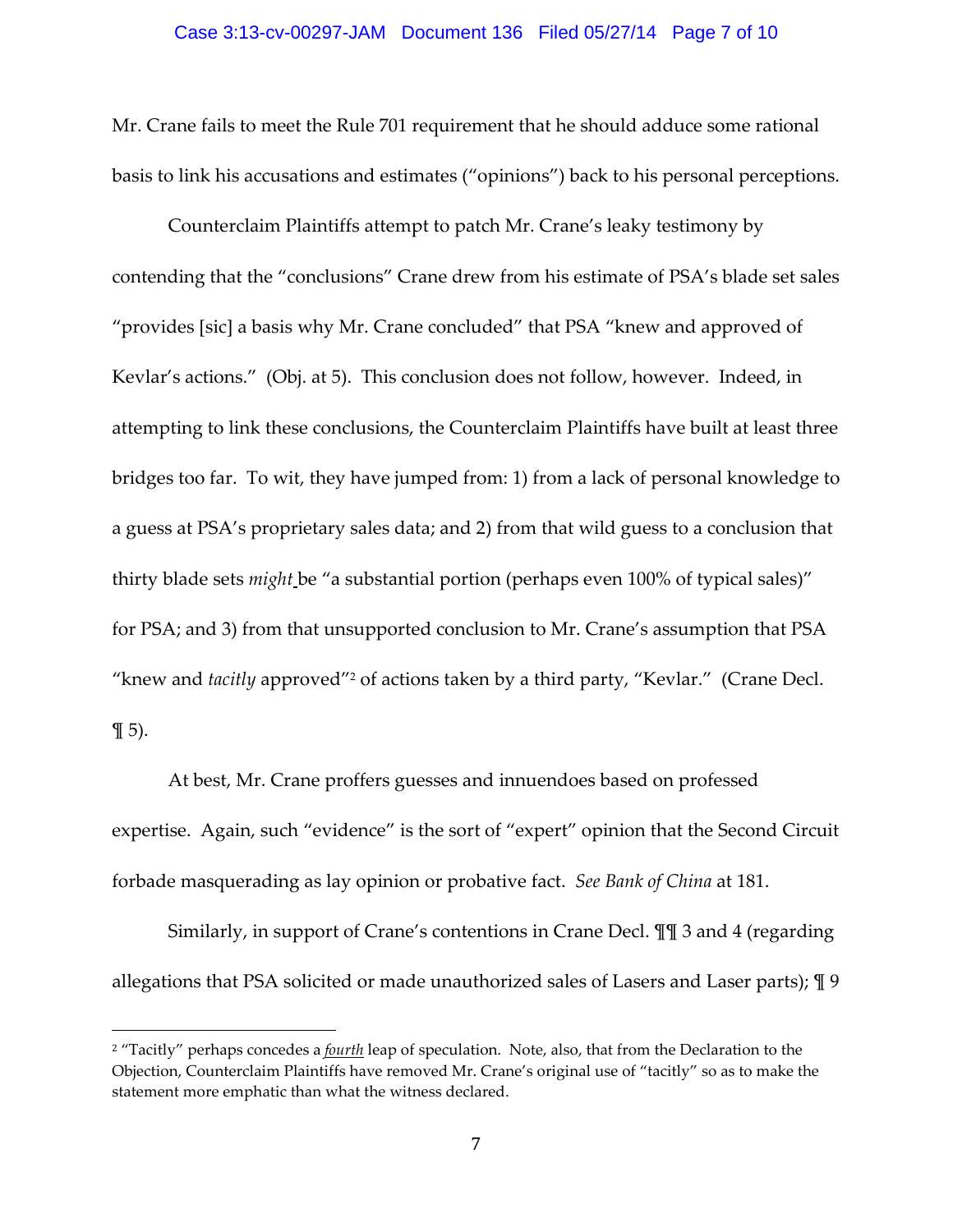Mr. Crane fails to meet the Rule 701 requirement that he should adduce some rational basis to link his accusations and estimates ("opinions") back to his personal perceptions.

Counterclaim Plaintiffs attempt to patch Mr. Crane's leaky testimony by contending that the "conclusions" Crane drew from his estimate of PSA's blade set sales "provides [sic] a basis why Mr. Crane concluded" that PSA "knew and approved of Kevlar's actions." (Obj. at 5). This conclusion does not follow, however. Indeed, in attempting to link these conclusions, the Counterclaim Plaintiffs have built at least three bridges too far. To wit, they have jumped from: 1) from a lack of personal knowledge to a guess at PSA's proprietary sales data; and 2) from that wild guess to a conclusion that thirty blade sets *might* be "a substantial portion (perhaps even 100% of typical sales)" for PSA; and 3) from that unsupported conclusion to Mr. Crane's assumption that PSA "knew and *tacitly* approved"[2] of actions taken by a third party, "Kevlar." (Crane Decl. ¶ 5).

At best, Mr. Crane proffers guesses and innuendoes based on professed expertise. Again, such "evidence" is the sort of "expert" opinion that the Second Circuit forbade masquerading as lay opinion or probative fact. *See Bank of China* at 181.

Similarly, in support of Crane's contentions in Crane Decl. ¶¶ 3 and 4 (regarding allegations that PSA solicited or made unauthorized sales of Lasers and Laser parts); ¶ 9

---

[2] "Tacitly" perhaps concedes a *fourth* leap of speculation. Note, also, that from the Declaration to the Objection, Counterclaim Plaintiffs have removed Mr. Crane's original use of "tacitly" so as to make the statement more emphatic than what the witness declared.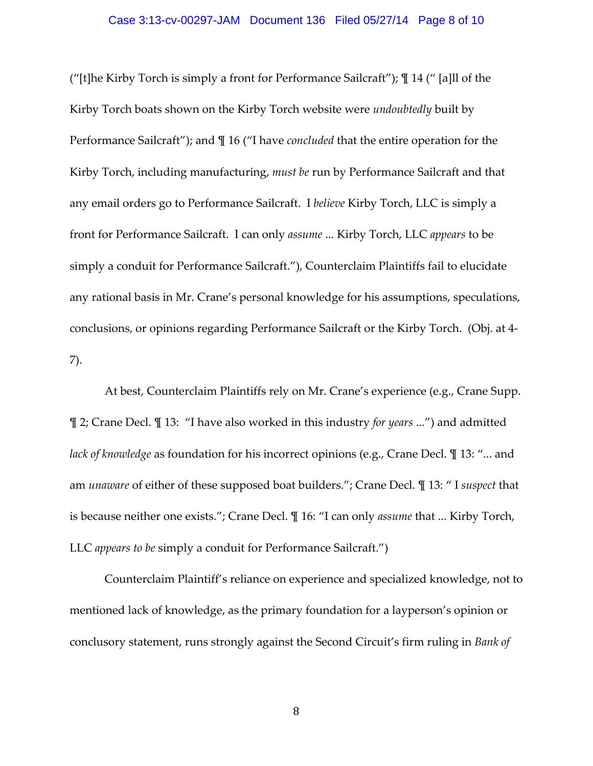("[t]he Kirby Torch is simply a front for Performance Sailcraft"); ¶ 14 (" [a]ll of the Kirby Torch boats shown on the Kirby Torch website were *undoubtedly* built by Performance Sailcraft"); and ¶ 16 ("I have *concluded* that the entire operation for the Kirby Torch, including manufacturing, *must be* run by Performance Sailcraft and that any email orders go to Performance Sailcraft. I *believe* Kirby Torch, LLC is simply a front for Performance Sailcraft. I can only *assume* ... Kirby Torch, LLC *appears* to be simply a conduit for Performance Sailcraft."), Counterclaim Plaintiffs fail to elucidate any rational basis in Mr. Crane's personal knowledge for his assumptions, speculations, conclusions, or opinions regarding Performance Sailcraft or the Kirby Torch. (Obj. at 4-7).

At best, Counterclaim Plaintiffs rely on Mr. Crane's experience (e.g., Crane Supp. ¶ 2; Crane Decl. ¶ 13: "I have also worked in this industry *for years* ...") and admitted *lack of knowledge* as foundation for his incorrect opinions (e.g., Crane Decl. ¶ 13: "... and am *unaware* of either of these supposed boat builders."; Crane Decl. ¶ 13: " I *suspect* that is because neither one exists."; Crane Decl. ¶ 16: "I can only *assume* that ... Kirby Torch, LLC *appears to be* simply a conduit for Performance Sailcraft.")

Counterclaim Plaintiff's reliance on experience and specialized knowledge, not to mentioned lack of knowledge, as the primary foundation for a layperson's opinion or conclusory statement, runs strongly against the Second Circuit's firm ruling in *Bank of*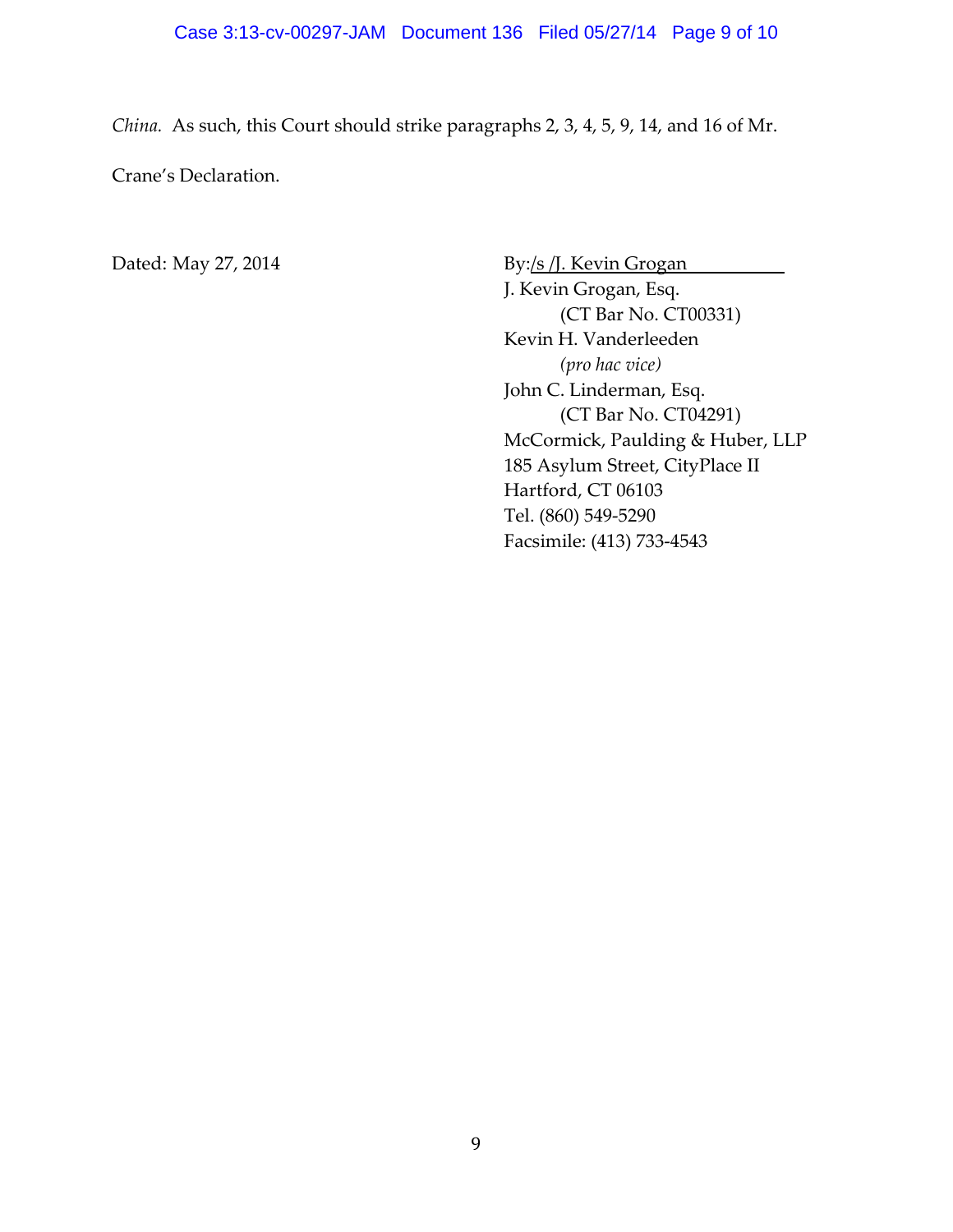*China.* As such, this Court should strike paragraphs 2, 3, 4, 5, 9, 14, and 16 of Mr. Crane's Declaration.

Dated: May 27, 2014

By: /s /J. Kevin Grogan
J. Kevin Grogan, Esq.
(CT Bar No. CT00331)
Kevin H. Vanderleeden
*(pro hac vice)*
John C. Linderman, Esq.
(CT Bar No. CT04291)
McCormick, Paulding & Huber, LLP
185 Asylum Street, CityPlace II
Hartford, CT 06103
Tel. (860) 549-5290
Facsimile: (413) 733-4543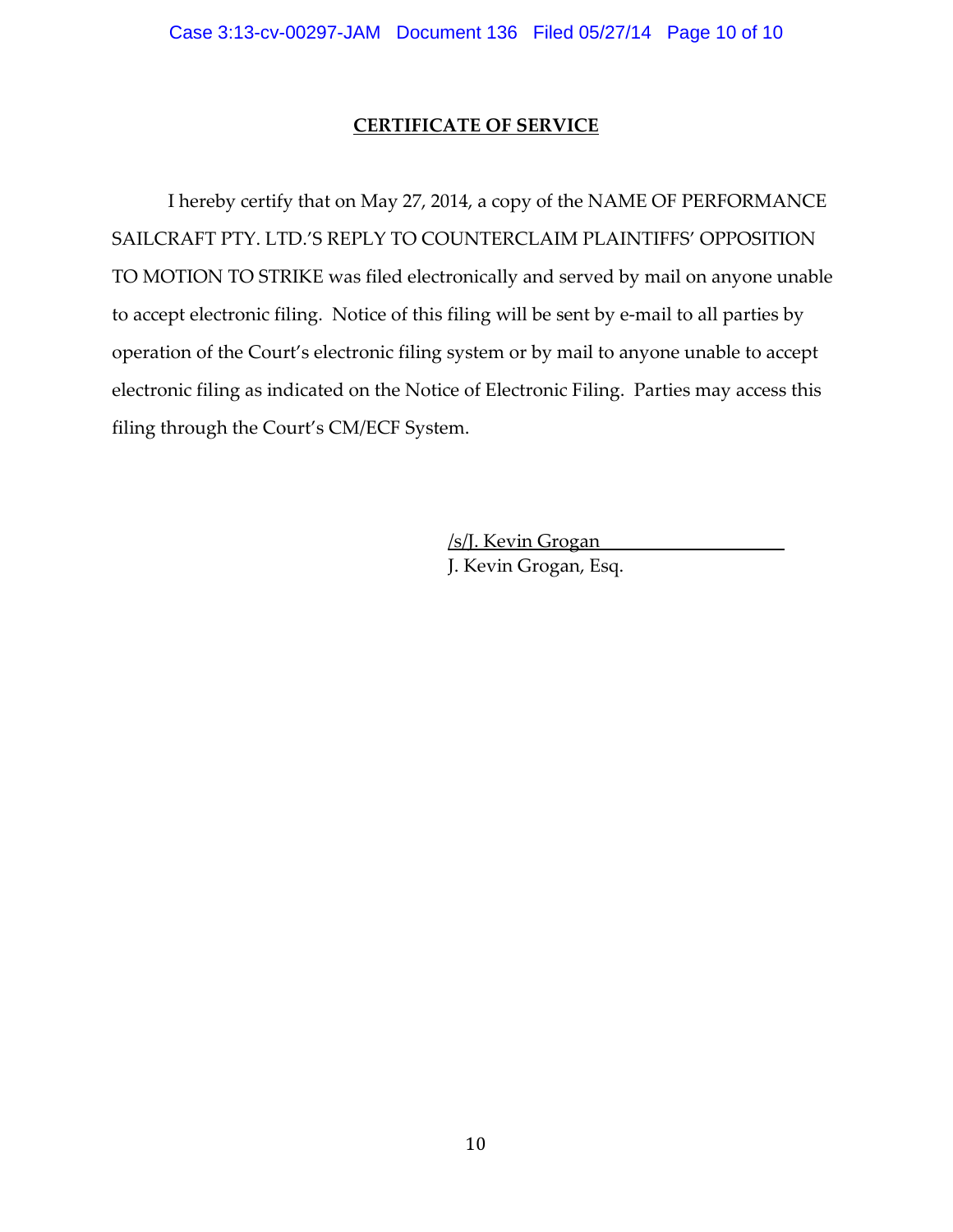**CERTIFICATE OF SERVICE**

I hereby certify that on May 27, 2014, a copy of the NAME OF PERFORMANCE SAILCRAFT PTY. LTD.'S REPLY TO COUNTERCLAIM PLAINTIFFS' OPPOSITION TO MOTION TO STRIKE was filed electronically and served by mail on anyone unable to accept electronic filing. Notice of this filing will be sent by e-mail to all parties by operation of the Court's electronic filing system or by mail to anyone unable to accept electronic filing as indicated on the Notice of Electronic Filing. Parties may access this filing through the Court's CM/ECF System.

/s/J. Kevin Grogan
J. Kevin Grogan, Esq.